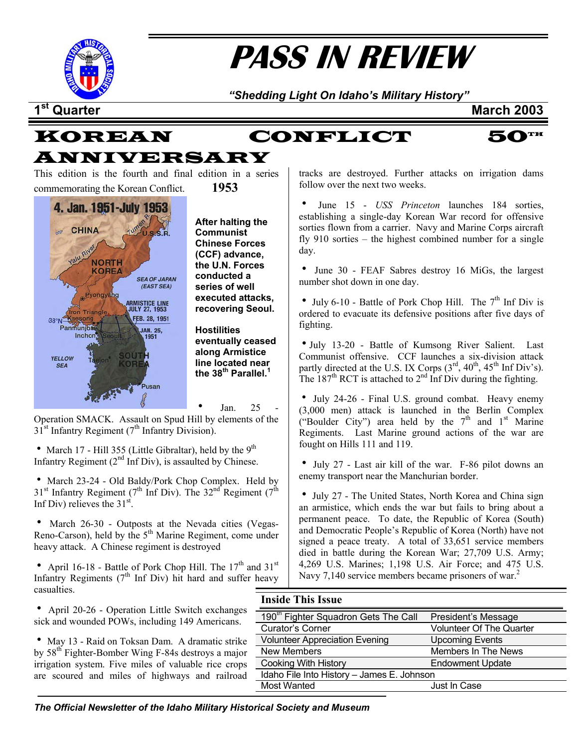# PASS IN REVIEW

*"Shedding Light On Idaho's Military History"*

**1st Quarter** **March 2003**

## KOREAN CONFLICT 50TH ANNIVERSARY

This edition is the fourth and final edition in a series commemorating the Korean Conflict.

**1953**

**After halting the Communist Chinese Forces (CCF) advance, the U.N. Forces conducted a series of well executed attacks, recovering Seoul.**

**Hostilities eventually ceased along Armistice line located near the 38th Parallel.[1]**

- Jan. 25 - Operation SMACK. Assault on Spud Hill by elements of the 31st Infantry Regiment (7th Infantry Division).
- March 17 - Hill 355 (Little Gibraltar), held by the 9th Infantry Regiment (2nd Inf Div), is assaulted by Chinese.
- March 23-24 - Old Baldy/Pork Chop Complex. Held by 31st Infantry Regiment (7th Inf Div). The 32nd Regiment (7th Inf Div) relieves the 31st.
- March 26-30 - Outposts at the Nevada cities (Vegas-Reno-Carson), held by the 5th Marine Regiment, come under heavy attack. A Chinese regiment is destroyed
- April 16-18 - Battle of Pork Chop Hill. The 17th and 31st Infantry Regiments (7th Inf Div) hit hard and suffer heavy casualties.
- April 20-26 - Operation Little Switch exchanges sick and wounded POWs, including 149 Americans.
- May 13 - Raid on Toksan Dam. A dramatic strike by 58th Fighter-Bomber Wing F-84s destroys a major irrigation system. Five miles of valuable rice crops are scoured and miles of highways and railroad tracks are destroyed. Further attacks on irrigation dams follow over the next two weeks.
- June 15 - *USS Princeton* launches 184 sorties, establishing a single-day Korean War record for offensive sorties flown from a carrier. Navy and Marine Corps aircraft fly 910 sorties – the highest combined number for a single day.
- June 30 - FEAF Sabres destroy 16 MiGs, the largest number shot down in one day.
- July 6-10 - Battle of Pork Chop Hill. The 7th Inf Div is ordered to evacuate its defensive positions after five days of fighting.
- July 13-20 - Battle of Kumsong River Salient. Last Communist offensive. CCF launches a six-division attack partly directed at the U.S. IX Corps (3rd, 40th, 45th Inf Div's). The 187th RCT is attached to 2nd Inf Div during the fighting.
- July 24-26 - Final U.S. ground combat. Heavy enemy (3,000 men) attack is launched in the Berlin Complex ("Boulder City") area held by the 7th and 1st Marine Regiments. Last Marine ground actions of the war are fought on Hills 111 and 119.
- July 27 - Last air kill of the war. F-86 pilot downs an enemy transport near the Manchurian border.
- July 27 - The United States, North Korea and China sign an armistice, which ends the war but fails to bring about a permanent peace. To date, the Republic of Korea (South) and Democratic People's Republic of Korea (North) have not signed a peace treaty. A total of 33,651 service members died in battle during the Korean War; 27,709 U.S. Army; 4,269 U.S. Marines; 1,198 U.S. Air Force; and 475 U.S. Navy 7,140 service members became prisoners of war.[2]

### Inside This Issue

| | |
|---|---|
| 190th Fighter Squadron Gets The Call | President's Message |
| Curator's Corner | Volunteer Of The Quarter |
| Volunteer Appreciation Evening | Upcoming Events |
| New Members | Members In The News |
| Cooking With History | Endowment Update |
| Idaho File Into History – James E. Johnson | |
| Most Wanted | Just In Case |

*The Official Newsletter of the Idaho Military Historical Society and Museum*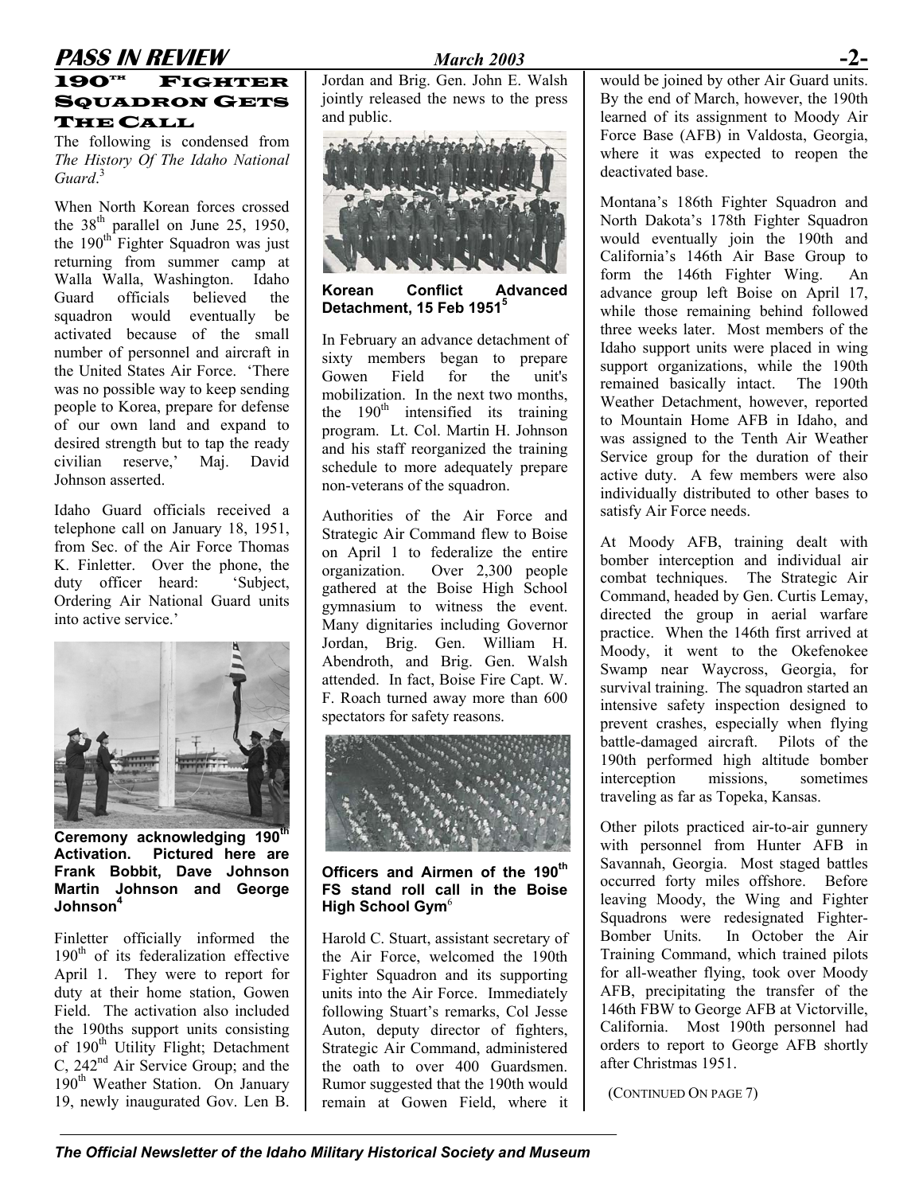## 190TH Fighter Squadron Gets The Call

The following is condensed from *The History Of The Idaho National Guard*.[3]

When North Korean forces crossed the 38th parallel on June 25, 1950, the 190th Fighter Squadron was just returning from summer camp at Walla Walla, Washington. Idaho Guard officials believed the squadron would eventually be activated because of the small number of personnel and aircraft in the United States Air Force. 'There was no possible way to keep sending people to Korea, prepare for defense of our own land and expand to desired strength but to tap the ready civilian reserve,' Maj. David Johnson asserted.

Idaho Guard officials received a telephone call on January 18, 1951, from Sec. of the Air Force Thomas K. Finletter. Over the phone, the duty officer heard: 'Subject, Ordering Air National Guard units into active service.'

**Ceremony acknowledging 190th Activation. Pictured here are Frank Bobbit, Dave Johnson Martin Johnson and George Johnson**[4]

Finletter officially informed the 190th of its federalization effective April 1. They were to report for duty at their home station, Gowen Field. The activation also included the 190ths support units consisting of 190th Utility Flight; Detachment C, 242nd Air Service Group; and the 190th Weather Station. On January 19, newly inaugurated Gov. Len B. Jordan and Brig. Gen. John E. Walsh jointly released the news to the press and public.

**Korean Conflict Advanced Detachment, 15 Feb 1951**[5]

In February an advance detachment of sixty members began to prepare Gowen Field for the unit's mobilization. In the next two months, the 190th intensified its training program. Lt. Col. Martin H. Johnson and his staff reorganized the training schedule to more adequately prepare non-veterans of the squadron.

Authorities of the Air Force and Strategic Air Command flew to Boise on April 1 to federalize the entire organization. Over 2,300 people gathered at the Boise High School gymnasium to witness the event. Many dignitaries including Governor Jordan, Brig. Gen. William H. Abendroth, and Brig. Gen. Walsh attended. In fact, Boise Fire Capt. W. F. Roach turned away more than 600 spectators for safety reasons.

**Officers and Airmen of the 190th FS stand roll call in the Boise High School Gym**[6]

Harold C. Stuart, assistant secretary of the Air Force, welcomed the 190th Fighter Squadron and its supporting units into the Air Force. Immediately following Stuart's remarks, Col Jesse Auton, deputy director of fighters, Strategic Air Command, administered the oath to over 400 Guardsmen. Rumor suggested that the 190th would remain at Gowen Field, where it would be joined by other Air Guard units. By the end of March, however, the 190th learned of its assignment to Moody Air Force Base (AFB) in Valdosta, Georgia, where it was expected to reopen the deactivated base.

Montana's 186th Fighter Squadron and North Dakota's 178th Fighter Squadron would eventually join the 190th and California's 146th Air Base Group to form the 146th Fighter Wing. An advance group left Boise on April 17, while those remaining behind followed three weeks later. Most members of the Idaho support units were placed in wing support organizations, while the 190th remained basically intact. The 190th Weather Detachment, however, reported to Mountain Home AFB in Idaho, and was assigned to the Tenth Air Weather Service group for the duration of their active duty. A few members were also individually distributed to other bases to satisfy Air Force needs.

At Moody AFB, training dealt with bomber interception and individual air combat techniques. The Strategic Air Command, headed by Gen. Curtis Lemay, directed the group in aerial warfare practice. When the 146th first arrived at Moody, it went to the Okefenokee Swamp near Waycross, Georgia, for survival training. The squadron started an intensive safety inspection designed to prevent crashes, especially when flying battle-damaged aircraft. Pilots of the 190th performed high altitude bomber interception missions, sometimes traveling as far as Topeka, Kansas.

Other pilots practiced air-to-air gunnery with personnel from Hunter AFB in Savannah, Georgia. Most staged battles occurred forty miles offshore. Before leaving Moody, the Wing and Fighter Squadrons were redesignated Fighter-Bomber Units. In October the Air Training Command, which trained pilots for all-weather flying, took over Moody AFB, precipitating the transfer of the 146th FBW to George AFB at Victorville, California. Most 190th personnel had orders to report to George AFB shortly after Christmas 1951.

(CONTINUED ON PAGE 7)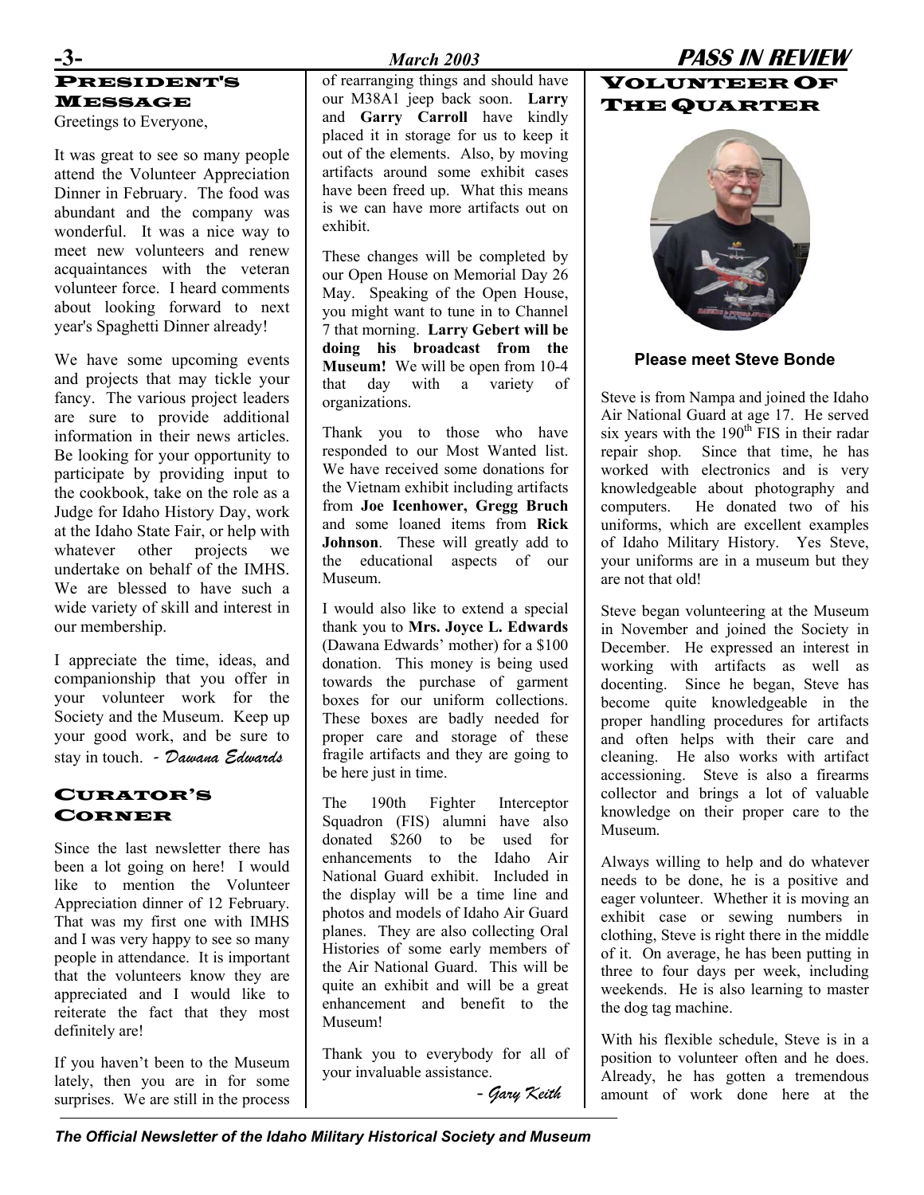## President's Message

Greetings to Everyone,

It was great to see so many people attend the Volunteer Appreciation Dinner in February. The food was abundant and the company was wonderful. It was a nice way to meet new volunteers and renew acquaintances with the veteran volunteer force. I heard comments about looking forward to next year's Spaghetti Dinner already!

We have some upcoming events and projects that may tickle your fancy. The various project leaders are sure to provide additional information in their news articles. Be looking for your opportunity to participate by providing input to the cookbook, take on the role as a Judge for Idaho History Day, work at the Idaho State Fair, or help with whatever other projects we undertake on behalf of the IMHS. We are blessed to have such a wide variety of skill and interest in our membership.

I appreciate the time, ideas, and companionship that you offer in your volunteer work for the Society and the Museum. Keep up your good work, and be sure to stay in touch. *- Dawana Edwards*

## Curator's Corner

Since the last newsletter there has been a lot going on here! I would like to mention the Volunteer Appreciation dinner of 12 February. That was my first one with IMHS and I was very happy to see so many people in attendance. It is important that the volunteers know they are appreciated and I would like to reiterate the fact that they most definitely are!

If you haven't been to the Museum lately, then you are in for some surprises. We are still in the process of rearranging things and should have our M38A1 jeep back soon. **Larry** and **Garry Carroll** have kindly placed it in storage for us to keep it out of the elements. Also, by moving artifacts around some exhibit cases have been freed up. What this means is we can have more artifacts out on exhibit.

These changes will be completed by our Open House on Memorial Day 26 May. Speaking of the Open House, you might want to tune in to Channel 7 that morning. **Larry Gebert will be doing his broadcast from the Museum!** We will be open from 10-4 that day with a variety of organizations.

Thank you to those who have responded to our Most Wanted list. We have received some donations for the Vietnam exhibit including artifacts from **Joe Icenhower, Gregg Bruch** and some loaned items from **Rick Johnson**. These will greatly add to the educational aspects of our Museum.

I would also like to extend a special thank you to **Mrs. Joyce L. Edwards** (Dawana Edwards' mother) for a $100 donation. This money is being used towards the purchase of garment boxes for our uniform collections. These boxes are badly needed for proper care and storage of these fragile artifacts and they are going to be here just in time.

The 190th Fighter Interceptor Squadron (FIS) alumni have also donated $260 to be used for enhancements to the Idaho Air National Guard exhibit. Included in the display will be a time line and photos and models of Idaho Air Guard planes. They are also collecting Oral Histories of some early members of the Air National Guard. This will be quite an exhibit and will be a great enhancement and benefit to the Museum!

Thank you to everybody for all of your invaluable assistance.

*- Gary Keith*

## Volunteer Of The Quarter

**Please meet Steve Bonde**

Steve is from Nampa and joined the Idaho Air National Guard at age 17. He served six years with the 190th FIS in their radar repair shop. Since that time, he has worked with electronics and is very knowledgeable about photography and computers. He donated two of his uniforms, which are excellent examples of Idaho Military History. Yes Steve, your uniforms are in a museum but they are not that old!

Steve began volunteering at the Museum in November and joined the Society in December. He expressed an interest in working with artifacts as well as docenting. Since he began, Steve has become quite knowledgeable in the proper handling procedures for artifacts and often helps with their care and cleaning. He also works with artifact accessioning. Steve is also a firearms collector and brings a lot of valuable knowledge on their proper care to the Museum.

Always willing to help and do whatever needs to be done, he is a positive and eager volunteer. Whether it is moving an exhibit case or sewing numbers in clothing, Steve is right there in the middle of it. On average, he has been putting in three to four days per week, including weekends. He is also learning to master the dog tag machine.

With his flexible schedule, Steve is in a position to volunteer often and he does. Already, he has gotten a tremendous amount of work done here at the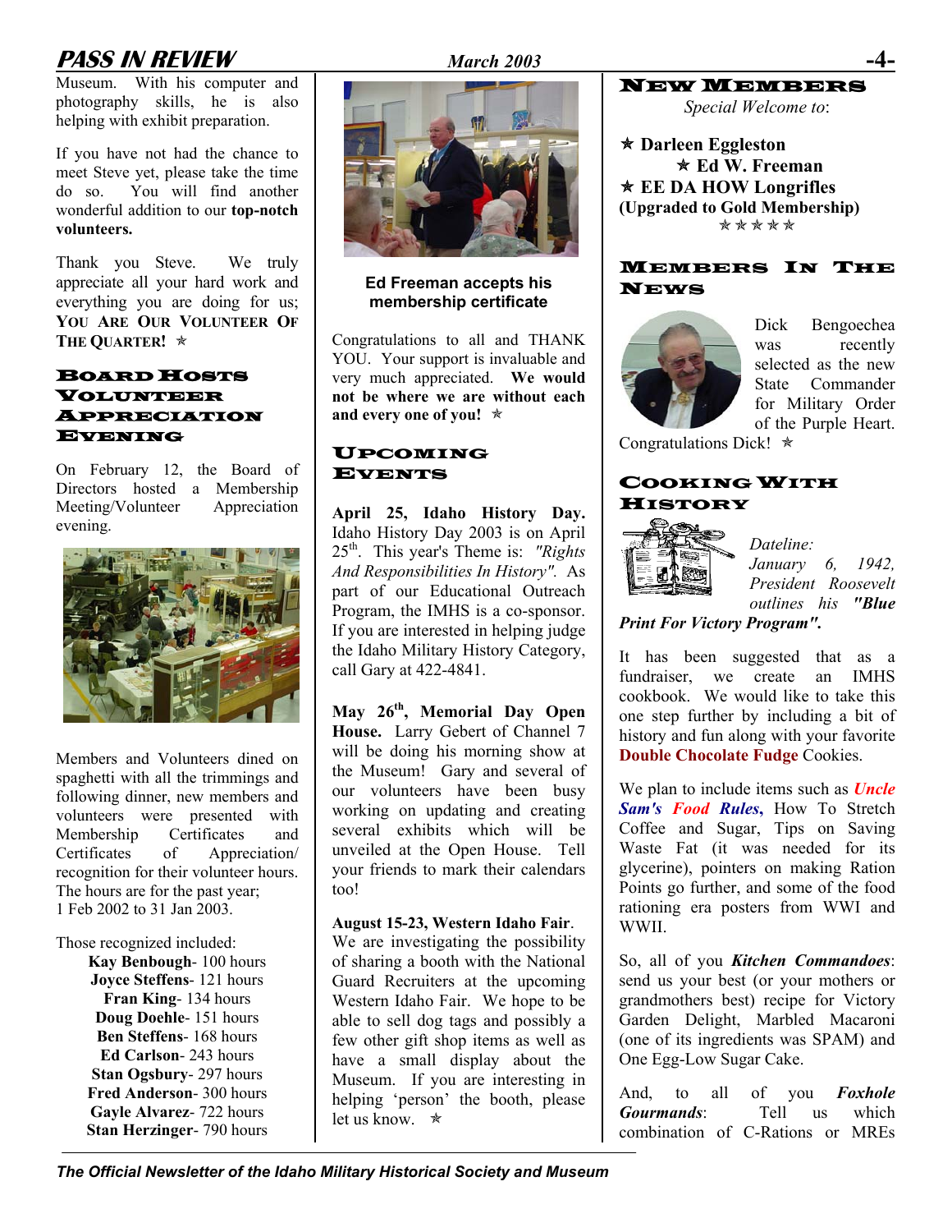Museum. With his computer and photography skills, he is also helping with exhibit preparation.

If you have not had the chance to meet Steve yet, please take the time do so. You will find another wonderful addition to our **top-notch volunteers.**

Thank you Steve. We truly appreciate all your hard work and everything you are doing for us; **YOU ARE OUR VOLUNTEER OF THE QUARTER!** ✯

## Board Hosts Volunteer Appreciation Evening

On February 12, the Board of Directors hosted a Membership Meeting/Volunteer Appreciation evening.

Members and Volunteers dined on spaghetti with all the trimmings and following dinner, new members and volunteers were presented with Membership Certificates and Certificates of Appreciation/ recognition for their volunteer hours. The hours are for the past year; 1 Feb 2002 to 31 Jan 2003.

Those recognized included:

- **Kay Benbough**- 100 hours
- **Joyce Steffens**- 121 hours
- **Fran King**- 134 hours
- **Doug Doehle**- 151 hours
- **Ben Steffens**- 168 hours
- **Ed Carlson**- 243 hours
- **Stan Ogsbury**- 297 hours
- **Fred Anderson**- 300 hours
- **Gayle Alvarez**- 722 hours
- **Stan Herzinger**- 790 hours

**Ed Freeman accepts his membership certificate**

Congratulations to all and THANK YOU. Your support is invaluable and very much appreciated. **We would not be where we are without each and every one of you!** ✯

## Upcoming Events

**April 25, Idaho History Day.** Idaho History Day 2003 is on April 25th. This year's Theme is: *"Rights And Responsibilities In History"*. As part of our Educational Outreach Program, the IMHS is a co-sponsor. If you are interested in helping judge the Idaho Military History Category, call Gary at 422-4841.

**May 26th, Memorial Day Open House.** Larry Gebert of Channel 7 will be doing his morning show at the Museum! Gary and several of our volunteers have been busy working on updating and creating several exhibits which will be unveiled at the Open House. Tell your friends to mark their calendars too!

**August 15-23, Western Idaho Fair**. We are investigating the possibility of sharing a booth with the National Guard Recruiters at the upcoming Western Idaho Fair. We hope to be able to sell dog tags and possibly a few other gift shop items as well as have a small display about the Museum. If you are interesting in helping 'person' the booth, please let us know. ✯

## New Members

*Special Welcome to*:

✯ **Darleen Eggleston**
✯ **Ed W. Freeman**
✯ **EE DA HOW Longrifles**
**(Upgraded to Gold Membership)**
✯✯✯✯✯

## Members In The News

Dick Bengoechea was recently selected as the new State Commander for Military Order of the Purple Heart. Congratulations Dick! ✯

## Cooking With History

*Dateline: January 6, 1942, President Roosevelt outlines his **"Blue Print For Victory Program".***

It has been suggested that as a fundraiser, we create an IMHS cookbook. We would like to take this one step further by including a bit of history and fun along with your favorite **Double Chocolate Fudge** Cookies.

We plan to include items such as ***Uncle Sam's Food Rules,*** How To Stretch Coffee and Sugar, Tips on Saving Waste Fat (it was needed for its glycerine), pointers on making Ration Points go further, and some of the food rationing era posters from WWI and WWII.

So, all of you ***Kitchen Commandoes***: send us your best (or your mothers or grandmothers best) recipe for Victory Garden Delight, Marbled Macaroni (one of its ingredients was SPAM) and One Egg-Low Sugar Cake.

And, to all of you ***Foxhole Gourmands***: Tell us which combination of C-Rations or MREs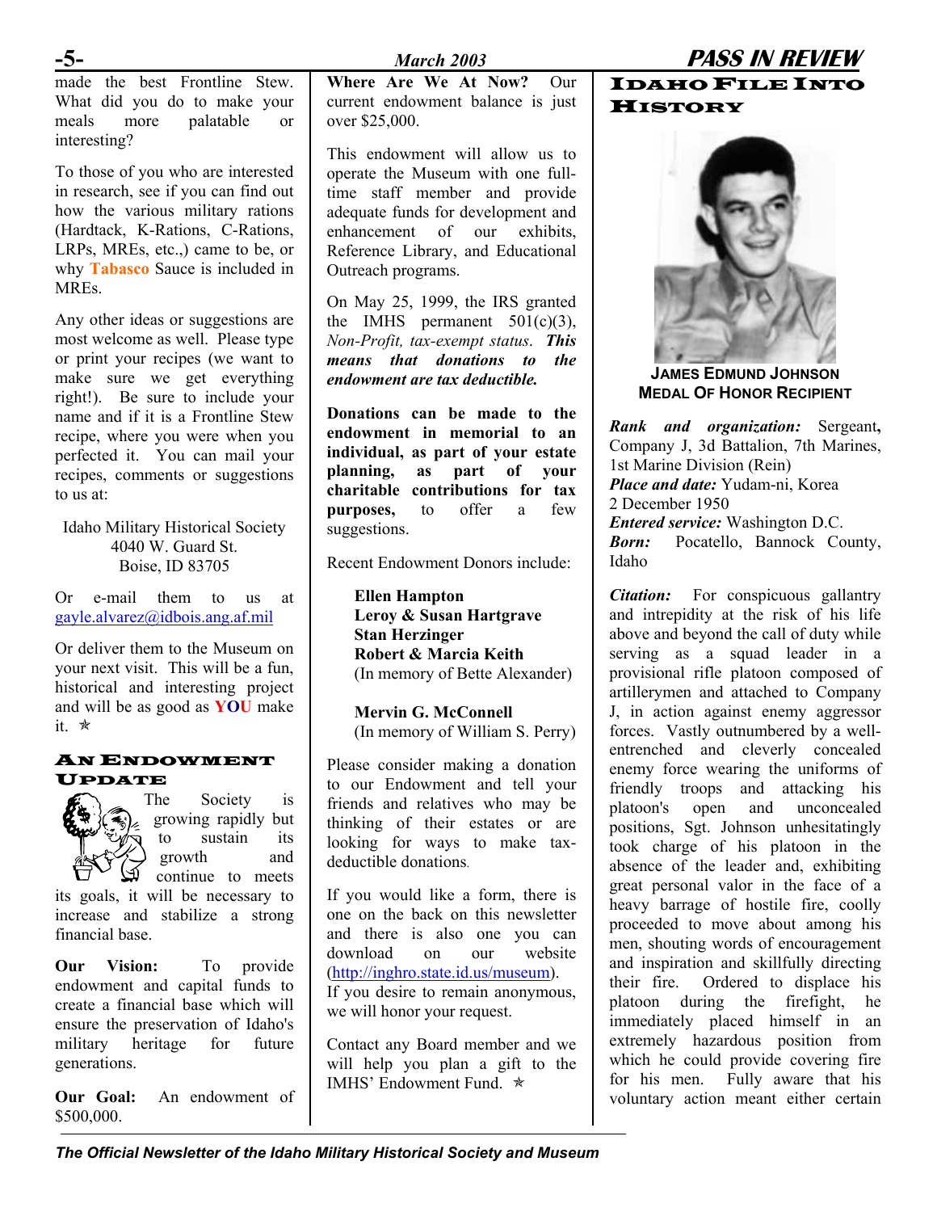made the best Frontline Stew. What did you do to make your meals more palatable or interesting?

To those of you who are interested in research, see if you can find out how the various military rations (Hardtack, K-Rations, C-Rations, LRPs, MREs, etc.,) came to be, or why **Tabasco** Sauce is included in MREs.

Any other ideas or suggestions are most welcome as well. Please type or print your recipes (we want to make sure we get everything right!). Be sure to include your name and if it is a Frontline Stew recipe, where you were when you perfected it. You can mail your recipes, comments or suggestions to us at:

Idaho Military Historical Society
4040 W. Guard St.
Boise, ID 83705

Or e-mail them to us at gayle.alvarez@idbois.ang.af.mil

Or deliver them to the Museum on your next visit. This will be a fun, historical and interesting project and will be as good as **YOU** make it. ✯

## An Endowment Update

The Society is growing rapidly but to sustain its growth and continue to meets its goals, it will be necessary to increase and stabilize a strong financial base.

**Our Vision:** To provide endowment and capital funds to create a financial base which will ensure the preservation of Idaho's military heritage for future generations.

**Our Goal:** An endowment of $500,000.

**Where Are We At Now?** Our current endowment balance is just over $25,000.

This endowment will allow us to operate the Museum with one full-time staff member and provide adequate funds for development and enhancement of our exhibits, Reference Library, and Educational Outreach programs.

On May 25, 1999, the IRS granted the IMHS permanent 501(c)(3), *Non-Profit, tax-exempt status*. ***This means that donations to the endowment are tax deductible.***

**Donations can be made to the endowment in memorial to an individual, as part of your estate planning, as part of your charitable contributions for tax purposes,** to offer a few suggestions.

Recent Endowment Donors include:

**Ellen Hampton**
**Leroy & Susan Hartgrave**
**Stan Herzinger**
**Robert & Marcia Keith**
(In memory of Bette Alexander)

**Mervin G. McConnell**
(In memory of William S. Perry)

Please consider making a donation to our Endowment and tell your friends and relatives who may be thinking of their estates or are looking for ways to make tax-deductible donations.

If you would like a form, there is one on the back on this newsletter and there is also one you can download on our website (http://inghro.state.id.us/museum). If you desire to remain anonymous, we will honor your request.

Contact any Board member and we will help you plan a gift to the IMHS' Endowment Fund. ✯

## Idaho File Into History

**James Edmund Johnson**
**Medal Of Honor Recipient**

***Rank and organization:*** Sergeant**,** Company J, 3d Battalion, 7th Marines, 1st Marine Division (Rein)
***Place and date:*** Yudam-ni, Korea
2 December 1950
***Entered service:*** Washington D.C.
***Born:*** Pocatello, Bannock County, Idaho

***Citation:*** For conspicuous gallantry and intrepidity at the risk of his life above and beyond the call of duty while serving as a squad leader in a provisional rifle platoon composed of artillerymen and attached to Company J, in action against enemy aggressor forces. Vastly outnumbered by a well-entrenched and cleverly concealed enemy force wearing the uniforms of friendly troops and attacking his platoon's open and unconcealed positions, Sgt. Johnson unhesitatingly took charge of his platoon in the absence of the leader and, exhibiting great personal valor in the face of a heavy barrage of hostile fire, coolly proceeded to move about among his men, shouting words of encouragement and inspiration and skillfully directing their fire. Ordered to displace his platoon during the firefight, he immediately placed himself in an extremely hazardous position from which he could provide covering fire for his men. Fully aware that his voluntary action meant either certain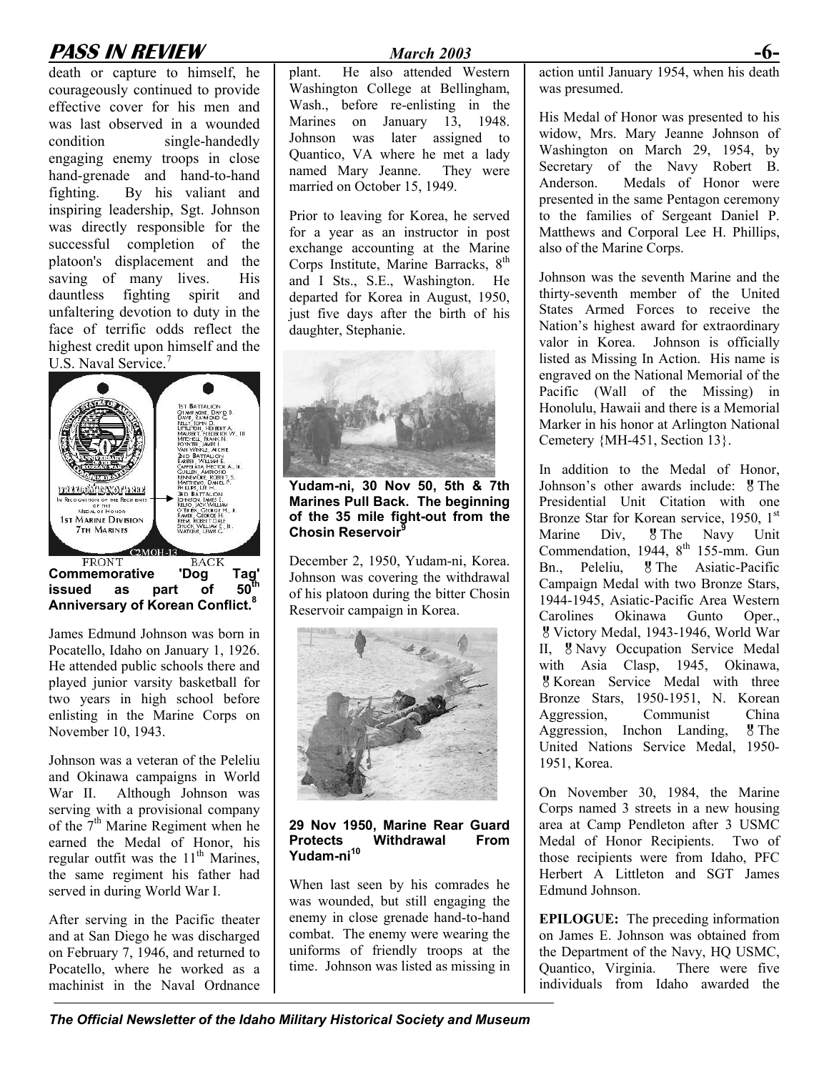death or capture to himself, he courageously continued to provide effective cover for his men and was last observed in a wounded condition single-handedly engaging enemy troops in close hand-grenade and hand-to-hand fighting. By his valiant and inspiring leadership, Sgt. Johnson was directly responsible for the successful completion of the platoon's displacement and the saving of many lives. His dauntless fighting spirit and unfaltering devotion to duty in the face of terrific odds reflect the highest credit upon himself and the U.S. Naval Service.[7]

**Commemorative 'Dog Tag' issued as part of 50th Anniversary of Korean Conflict.[8]**

James Edmund Johnson was born in Pocatello, Idaho on January 1, 1926. He attended public schools there and played junior varsity basketball for two years in high school before enlisting in the Marine Corps on November 10, 1943.

Johnson was a veteran of the Peleliu and Okinawa campaigns in World War II. Although Johnson was serving with a provisional company of the 7th Marine Regiment when he earned the Medal of Honor, his regular outfit was the 11th Marines, the same regiment his father had served in during World War I.

After serving in the Pacific theater and at San Diego he was discharged on February 7, 1946, and returned to Pocatello, where he worked as a machinist in the Naval Ordnance plant. He also attended Western Washington College at Bellingham, Wash., before re-enlisting in the Marines on January 13, 1948. Johnson was later assigned to Quantico, VA where he met a lady named Mary Jeanne. They were married on October 15, 1949.

Prior to leaving for Korea, he served for a year as an instructor in post exchange accounting at the Marine Corps Institute, Marine Barracks, 8th and I Sts., S.E., Washington. He departed for Korea in August, 1950, just five days after the birth of his daughter, Stephanie.

**Yudam-ni, 30 Nov 50, 5th & 7th Marines Pull Back. The beginning of the 35 mile fight-out from the Chosin Reservoir[9]**

December 2, 1950, Yudam-ni, Korea. Johnson was covering the withdrawal of his platoon during the bitter Chosin Reservoir campaign in Korea.

**29 Nov 1950, Marine Rear Guard Protects Withdrawal From Yudam-ni[10]**

When last seen by his comrades he was wounded, but still engaging the enemy in close grenade hand-to-hand combat. The enemy were wearing the uniforms of friendly troops at the time. Johnson was listed as missing in action until January 1954, when his death was presumed.

His Medal of Honor was presented to his widow, Mrs. Mary Jeanne Johnson of Washington on March 29, 1954, by Secretary of the Navy Robert B. Anderson. Medals of Honor were presented in the same Pentagon ceremony to the families of Sergeant Daniel P. Matthews and Corporal Lee H. Phillips, also of the Marine Corps.

Johnson was the seventh Marine and the thirty-seventh member of the United States Armed Forces to receive the Nation's highest award for extraordinary valor in Korea. Johnson is officially listed as Missing In Action. His name is engraved on the National Memorial of the Pacific (Wall of the Missing) in Honolulu, Hawaii and there is a Memorial Marker in his honor at Arlington National Cemetery {MH-451, Section 13}.

In addition to the Medal of Honor, Johnson's other awards include: The Presidential Unit Citation with one Bronze Star for Korean service, 1950, 1st Marine Div, The Navy Unit Commendation, 1944, 8th 155-mm. Gun Bn., Peleliu, The Asiatic-Pacific Campaign Medal with two Bronze Stars, 1944-1945, Asiatic-Pacific Area Western Carolines Okinawa Gunto Oper., Victory Medal, 1943-1946, World War II, Navy Occupation Service Medal with Asia Clasp, 1945, Okinawa, Korean Service Medal with three Bronze Stars, 1950-1951, N. Korean Aggression, Communist China Aggression, Inchon Landing, The United Nations Service Medal, 1950-1951, Korea.

On November 30, 1984, the Marine Corps named 3 streets in a new housing area at Camp Pendleton after 3 USMC Medal of Honor Recipients. Two of those recipients were from Idaho, PFC Herbert A Littleton and SGT James Edmund Johnson.

**EPILOGUE:** The preceding information on James E. Johnson was obtained from the Department of the Navy, HQ USMC, Quantico, Virginia. There were five individuals from Idaho awarded the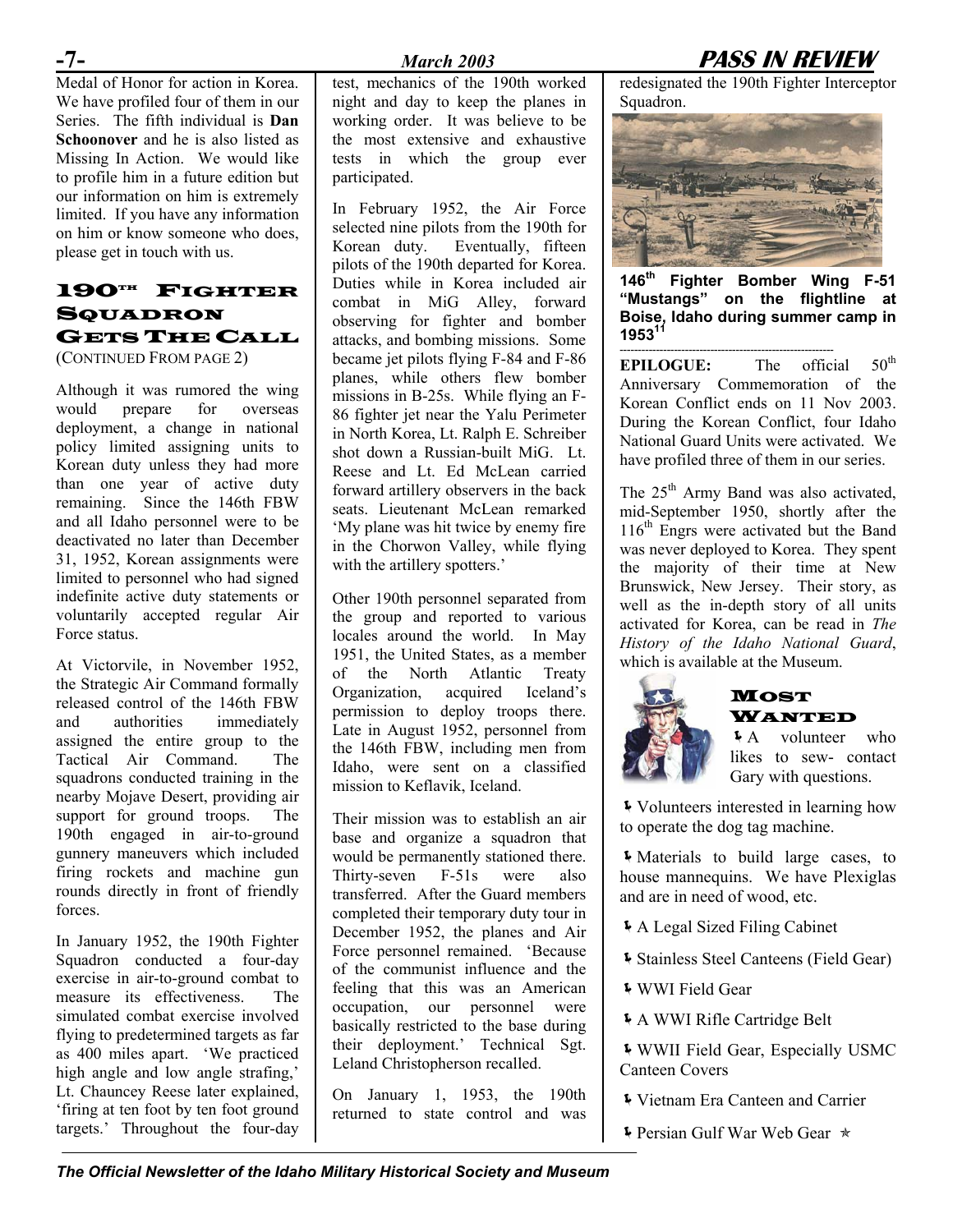Medal of Honor for action in Korea. We have profiled four of them in our Series. The fifth individual is **Dan Schoonover** and he is also listed as Missing In Action. We would like to profile him in a future edition but our information on him is extremely limited. If you have any information on him or know someone who does, please get in touch with us.

## 190TH Fighter Squadron Gets The Call

(CONTINUED FROM PAGE 2)

Although it was rumored the wing would prepare for overseas deployment, a change in national policy limited assigning units to Korean duty unless they had more than one year of active duty remaining. Since the 146th FBW and all Idaho personnel were to be deactivated no later than December 31, 1952, Korean assignments were limited to personnel who had signed indefinite active duty statements or voluntarily accepted regular Air Force status.

At Victorvile, in November 1952, the Strategic Air Command formally released control of the 146th FBW and authorities immediately assigned the entire group to the Tactical Air Command. The squadrons conducted training in the nearby Mojave Desert, providing air support for ground troops. The 190th engaged in air-to-ground gunnery maneuvers which included firing rockets and machine gun rounds directly in front of friendly forces.

In January 1952, the 190th Fighter Squadron conducted a four-day exercise in air-to-ground combat to measure its effectiveness. The simulated combat exercise involved flying to predetermined targets as far as 400 miles apart. 'We practiced high angle and low angle strafing,' Lt. Chauncey Reese later explained, 'firing at ten foot by ten foot ground targets.' Throughout the four-day test, mechanics of the 190th worked night and day to keep the planes in working order. It was believe to be the most extensive and exhaustive tests in which the group ever participated.

In February 1952, the Air Force selected nine pilots from the 190th for Korean duty. Eventually, fifteen pilots of the 190th departed for Korea. Duties while in Korea included air combat in MiG Alley, forward observing for fighter and bomber attacks, and bombing missions. Some became jet pilots flying F-84 and F-86 planes, while others flew bomber missions in B-25s. While flying an F-86 fighter jet near the Yalu Perimeter in North Korea, Lt. Ralph E. Schreiber shot down a Russian-built MiG. Lt. Reese and Lt. Ed McLean carried forward artillery observers in the back seats. Lieutenant McLean remarked 'My plane was hit twice by enemy fire in the Chorwon Valley, while flying with the artillery spotters.'

Other 190th personnel separated from the group and reported to various locales around the world. In May 1951, the United States, as a member of the North Atlantic Treaty Organization, acquired Iceland's permission to deploy troops there. Late in August 1952, personnel from the 146th FBW, including men from Idaho, were sent on a classified mission to Keflavik, Iceland.

Their mission was to establish an air base and organize a squadron that would be permanently stationed there. Thirty-seven F-51s were also transferred. After the Guard members completed their temporary duty tour in December 1952, the planes and Air Force personnel remained. 'Because of the communist influence and the feeling that this was an American occupation, our personnel were basically restricted to the base during their deployment.' Technical Sgt. Leland Christopherson recalled.

On January 1, 1953, the 190th returned to state control and was redesignated the 190th Fighter Interceptor Squadron.

**146th Fighter Bomber Wing F-51 "Mustangs" on the flightline at Boise, Idaho during summer camp in 1953[11]**

---

**EPILOGUE:** The official 50th Anniversary Commemoration of the Korean Conflict ends on 11 Nov 2003. During the Korean Conflict, four Idaho National Guard Units were activated. We have profiled three of them in our series.

The 25th Army Band was also activated, mid-September 1950, shortly after the 116th Engrs were activated but the Band was never deployed to Korea. They spent the majority of their time at New Brunswick, New Jersey. Their story, as well as the in-depth story of all units activated for Korea, can be read in *The History of the Idaho National Guard*, which is available at the Museum.

## Most Wanted

- A volunteer who likes to sew- contact Gary with questions.
- Volunteers interested in learning how to operate the dog tag machine.
- Materials to build large cases, to house mannequins. We have Plexiglas and are in need of wood, etc.
- A Legal Sized Filing Cabinet
- Stainless Steel Canteens (Field Gear)
- WWI Field Gear
- A WWI Rifle Cartridge Belt
- WWII Field Gear, Especially USMC Canteen Covers
- Vietnam Era Canteen and Carrier
- Persian Gulf War Web Gear ✭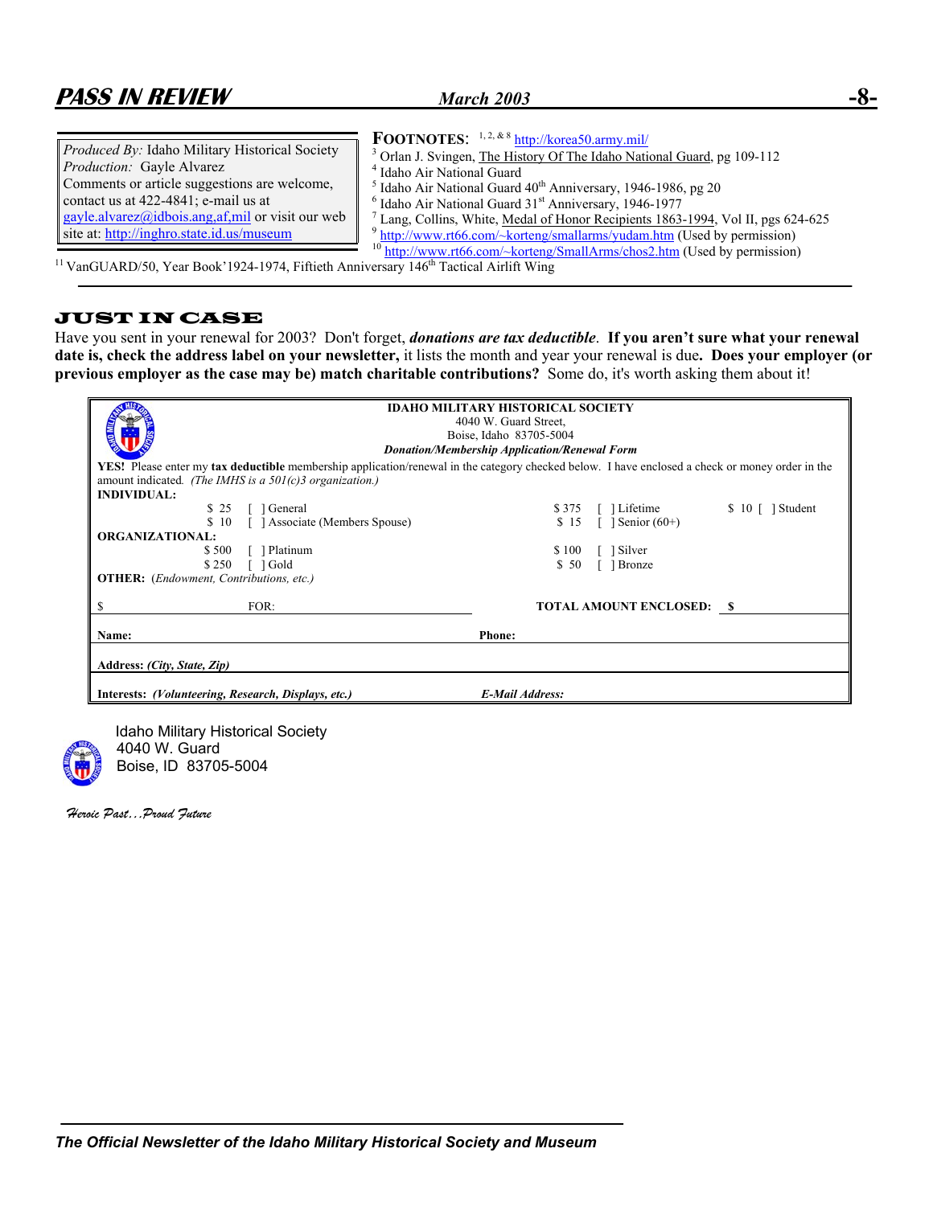*Produced By:* Idaho Military Historical Society
*Production:* Gayle Alvarez
Comments or article suggestions are welcome, contact us at 422-4841; e-mail us at gayle.alvarez@idbois.ang,af,mil or visit our web site at: http://inghro.state.id.us/museum

**FOOTNOTES**: [1, 2, & 8] http://korea50.army.mil/
[3] Orlan J. Svingen, The History Of The Idaho National Guard, pg 109-112
[4] Idaho Air National Guard
[5] Idaho Air National Guard 40th Anniversary, 1946-1986, pg 20
[6] Idaho Air National Guard 31st Anniversary, 1946-1977
[7] Lang, Collins, White, Medal of Honor Recipients 1863-1994, Vol II, pgs 624-625
[9] http://www.rt66.com/~korteng/smallarms/yudam.htm (Used by permission)
[10] http://www.rt66.com/~korteng/SmallArms/chos2.htm (Used by permission)
[11] VanGUARD/50, Year Book'1924-1974, Fiftieth Anniversary 146th Tactical Airlift Wing

## JUST IN CASE

Have you sent in your renewal for 2003? Don't forget, ***donations are tax deductible***. **If you aren't sure what your renewal date is, check the address label on your newsletter,** it lists the month and year your renewal is due**. Does your employer (or previous employer as the case may be) match charitable contributions?** Some do, it's worth asking them about it!

**IDAHO MILITARY HISTORICAL SOCIETY**
4040 W. Guard Street,
Boise, Idaho 83705-5004
***Donation/Membership Application/Renewal Form***

**YES!** Please enter my **tax deductible** membership application/renewal in the category checked below. I have enclosed a check or money order in the amount indicated. *(The IMHS is a 501(c)3 organization.)*

**INDIVIDUAL:**

| | | |
|---|---|---|
| $ 25 [ ] General | $ 375 [ ] Lifetime | $ 10 [ ] Student |
| $ 10 [ ] Associate (Members Spouse) | $ 15 [ ] Senior (60+) | |

**ORGANIZATIONAL:**

| | |
|---|---|
| $ 500 [ ] Platinum | $ 100 [ ] Silver |
| $ 250 [ ] Gold | $ 50 [ ] Bronze |

**OTHER:** *(Endowment, Contributions, etc.)*

$ FOR: **TOTAL AMOUNT ENCLOSED: $**

**Name:** **Phone:**

**Address:** ***(City, State, Zip)***

**Interests:** ***(Volunteering, Research, Displays, etc.)*** ***E-Mail Address:***

Idaho Military Historical Society
4040 W. Guard
Boise, ID 83705-5004

*Heroic Past…Proud Future*